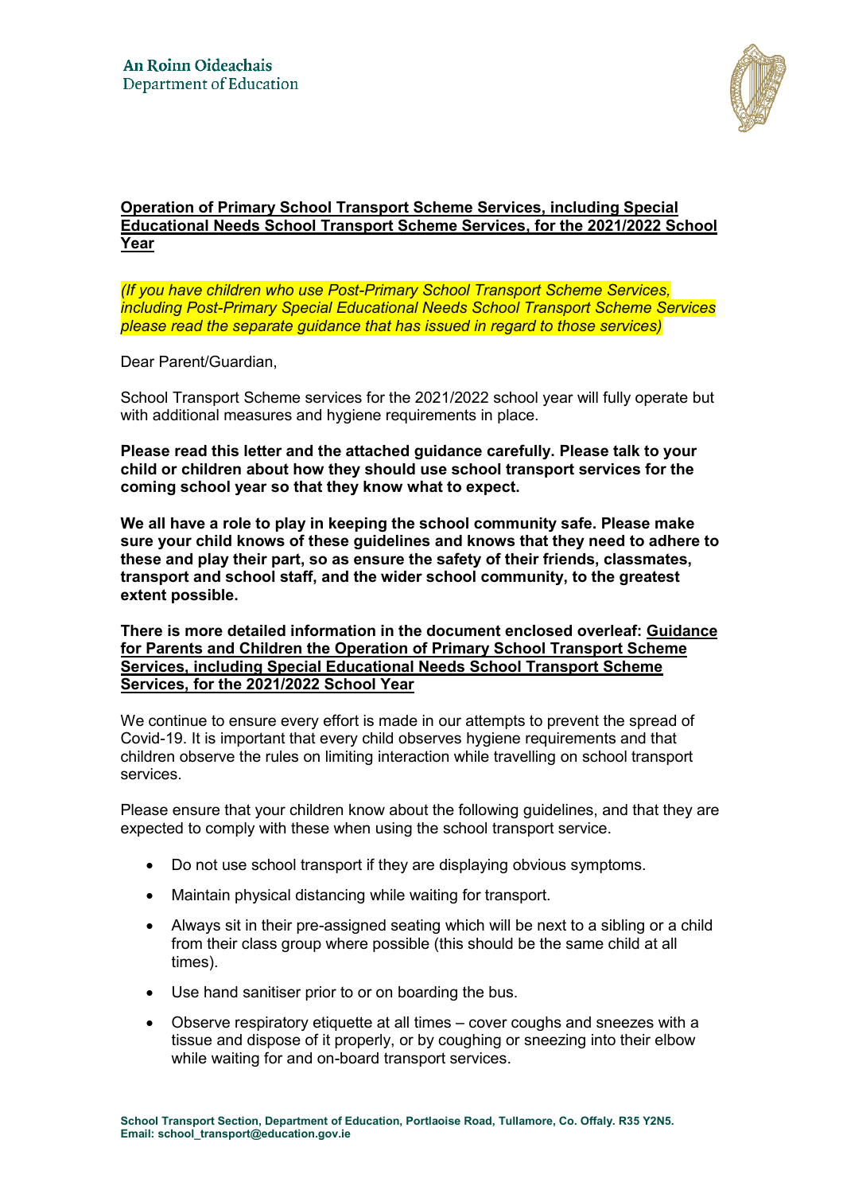An Roinn Oideachais
Department of Education

**Operation of Primary School Transport Scheme Services, including Special Educational Needs School Transport Scheme Services, for the 2021/2022 School Year**

*(If you have children who use Post-Primary School Transport Scheme Services, including Post-Primary Special Educational Needs School Transport Scheme Services please read the separate guidance that has issued in regard to those services)*

Dear Parent/Guardian,

School Transport Scheme services for the 2021/2022 school year will fully operate but with additional measures and hygiene requirements in place.

**Please read this letter and the attached guidance carefully. Please talk to your child or children about how they should use school transport services for the coming school year so that they know what to expect.**

**We all have a role to play in keeping the school community safe. Please make sure your child knows of these guidelines and knows that they need to adhere to these and play their part, so as ensure the safety of their friends, classmates, transport and school staff, and the wider school community, to the greatest extent possible.**

**There is more detailed information in the document enclosed overleaf: Guidance for Parents and Children the Operation of Primary School Transport Scheme Services, including Special Educational Needs School Transport Scheme Services, for the 2021/2022 School Year**

We continue to ensure every effort is made in our attempts to prevent the spread of Covid-19. It is important that every child observes hygiene requirements and that children observe the rules on limiting interaction while travelling on school transport services.

Please ensure that your children know about the following guidelines, and that they are expected to comply with these when using the school transport service.

- Do not use school transport if they are displaying obvious symptoms.
- Maintain physical distancing while waiting for transport.
- Always sit in their pre-assigned seating which will be next to a sibling or a child from their class group where possible (this should be the same child at all times).
- Use hand sanitiser prior to or on boarding the bus.
- Observe respiratory etiquette at all times – cover coughs and sneezes with a tissue and dispose of it properly, or by coughing or sneezing into their elbow while waiting for and on-board transport services.

School Transport Section, Department of Education, Portlaoise Road, Tullamore, Co. Offaly. R35 Y2N5.
Email: school_transport@education.gov.ie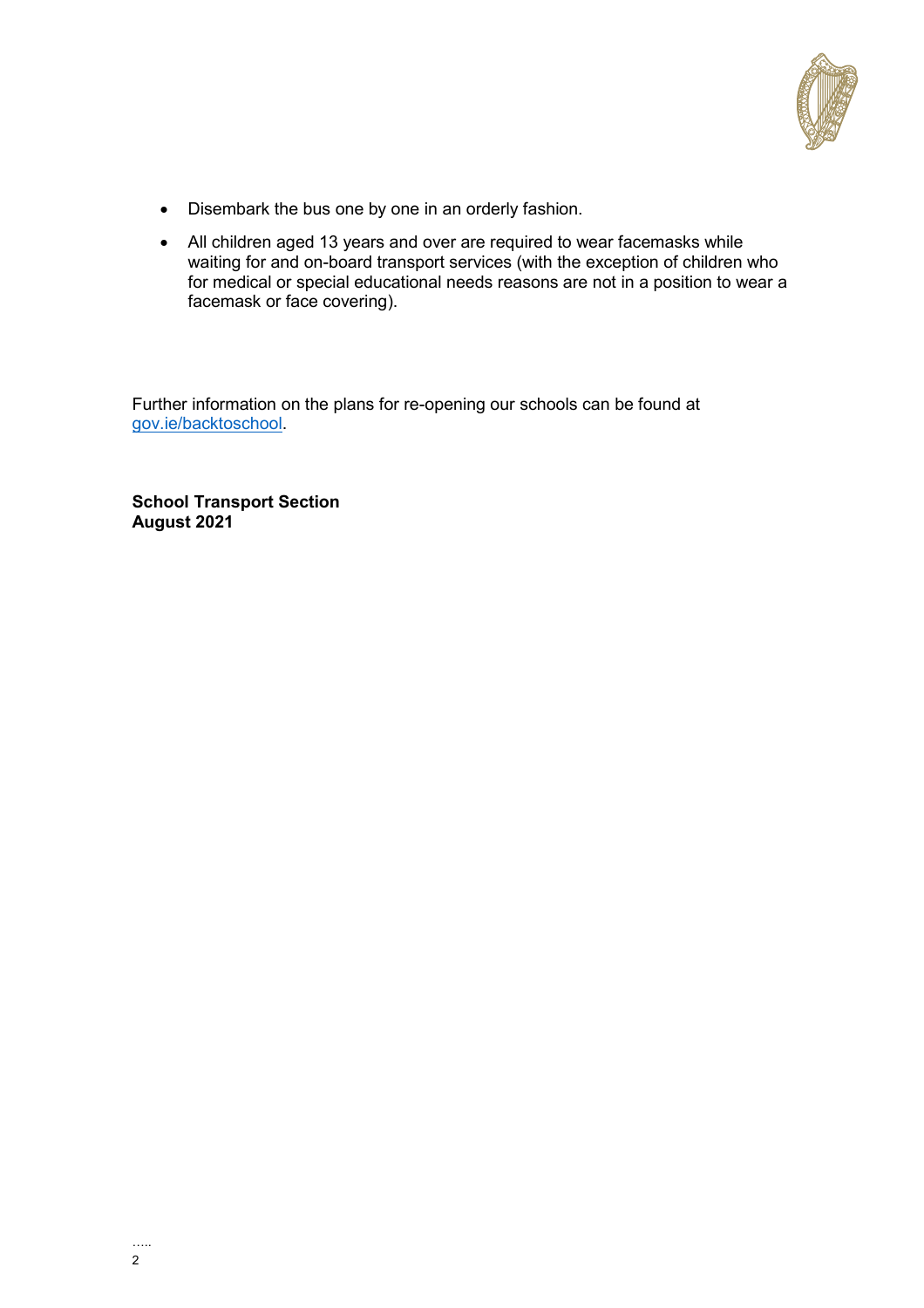- Disembark the bus one by one in an orderly fashion.
- All children aged 13 years and over are required to wear facemasks while waiting for and on-board transport services (with the exception of children who for medical or special educational needs reasons are not in a position to wear a facemask or face covering).

Further information on the plans for re-opening our schools can be found at [gov.ie/backtoschool](gov.ie/backtoschool).

**School Transport Section**
**August 2021**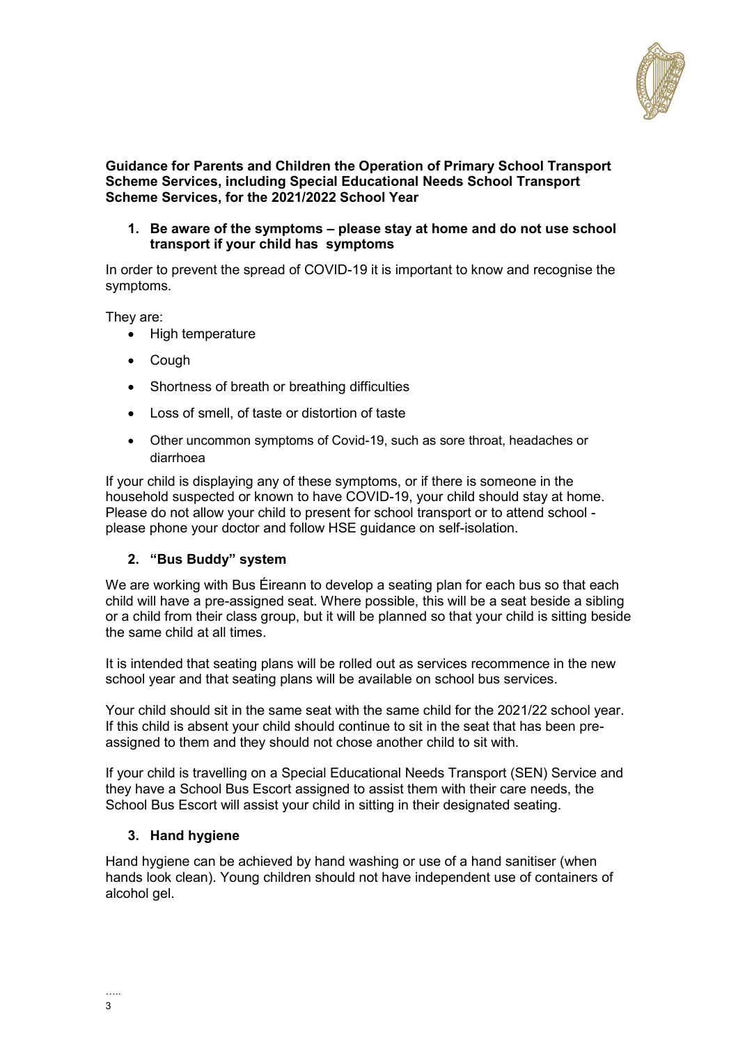**Guidance for Parents and Children the Operation of Primary School Transport Scheme Services, including Special Educational Needs School Transport Scheme Services, for the 2021/2022 School Year**

1. **Be aware of the symptoms – please stay at home and do not use school transport if your child has symptoms**

In order to prevent the spread of COVID-19 it is important to know and recognise the symptoms.

They are:

- High temperature
- Cough
- Shortness of breath or breathing difficulties
- Loss of smell, of taste or distortion of taste
- Other uncommon symptoms of Covid-19, such as sore throat, headaches or diarrhoea

If your child is displaying any of these symptoms, or if there is someone in the household suspected or known to have COVID-19, your child should stay at home. Please do not allow your child to present for school transport or to attend school - please phone your doctor and follow HSE guidance on self-isolation.

2. **"Bus Buddy" system**

We are working with Bus Éireann to develop a seating plan for each bus so that each child will have a pre-assigned seat. Where possible, this will be a seat beside a sibling or a child from their class group, but it will be planned so that your child is sitting beside the same child at all times.

It is intended that seating plans will be rolled out as services recommence in the new school year and that seating plans will be available on school bus services.

Your child should sit in the same seat with the same child for the 2021/22 school year. If this child is absent your child should continue to sit in the seat that has been pre-assigned to them and they should not chose another child to sit with.

If your child is travelling on a Special Educational Needs Transport (SEN) Service and they have a School Bus Escort assigned to assist them with their care needs, the School Bus Escort will assist your child in sitting in their designated seating.

3. **Hand hygiene**

Hand hygiene can be achieved by hand washing or use of a hand sanitiser (when hands look clean). Young children should not have independent use of containers of alcohol gel.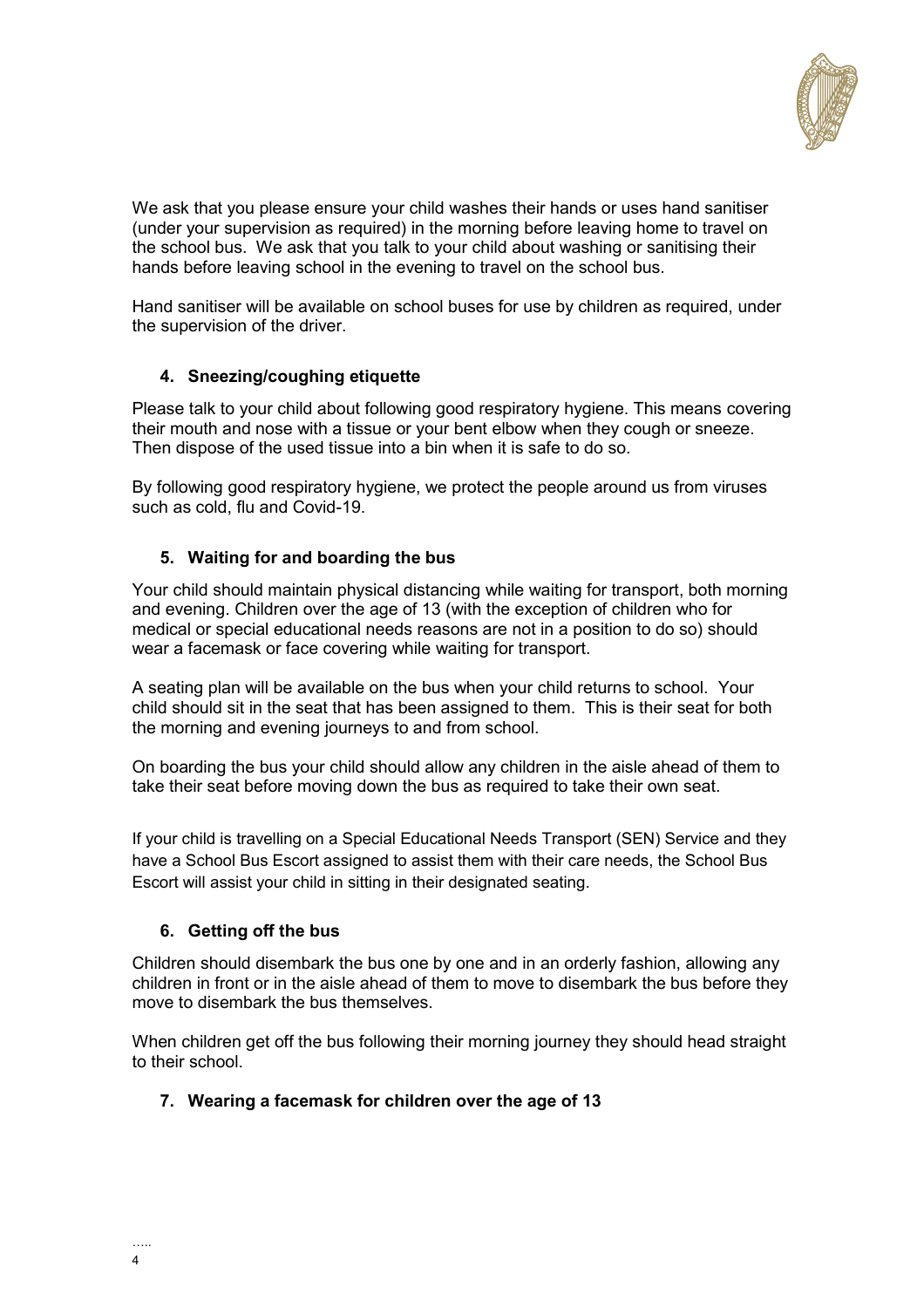We ask that you please ensure your child washes their hands or uses hand sanitiser (under your supervision as required) in the morning before leaving home to travel on the school bus. We ask that you talk to your child about washing or sanitising their hands before leaving school in the evening to travel on the school bus.

Hand sanitiser will be available on school buses for use by children as required, under the supervision of the driver.

### 4. Sneezing/coughing etiquette

Please talk to your child about following good respiratory hygiene. This means covering their mouth and nose with a tissue or your bent elbow when they cough or sneeze. Then dispose of the used tissue into a bin when it is safe to do so.

By following good respiratory hygiene, we protect the people around us from viruses such as cold, flu and Covid-19.

### 5. Waiting for and boarding the bus

Your child should maintain physical distancing while waiting for transport, both morning and evening. Children over the age of 13 (with the exception of children who for medical or special educational needs reasons are not in a position to do so) should wear a facemask or face covering while waiting for transport.

A seating plan will be available on the bus when your child returns to school. Your child should sit in the seat that has been assigned to them. This is their seat for both the morning and evening journeys to and from school.

On boarding the bus your child should allow any children in the aisle ahead of them to take their seat before moving down the bus as required to take their own seat.

If your child is travelling on a Special Educational Needs Transport (SEN) Service and they have a School Bus Escort assigned to assist them with their care needs, the School Bus Escort will assist your child in sitting in their designated seating.

### 6. Getting off the bus

Children should disembark the bus one by one and in an orderly fashion, allowing any children in front or in the aisle ahead of them to move to disembark the bus before they move to disembark the bus themselves.

When children get off the bus following their morning journey they should head straight to their school.

### 7. Wearing a facemask for children over the age of 13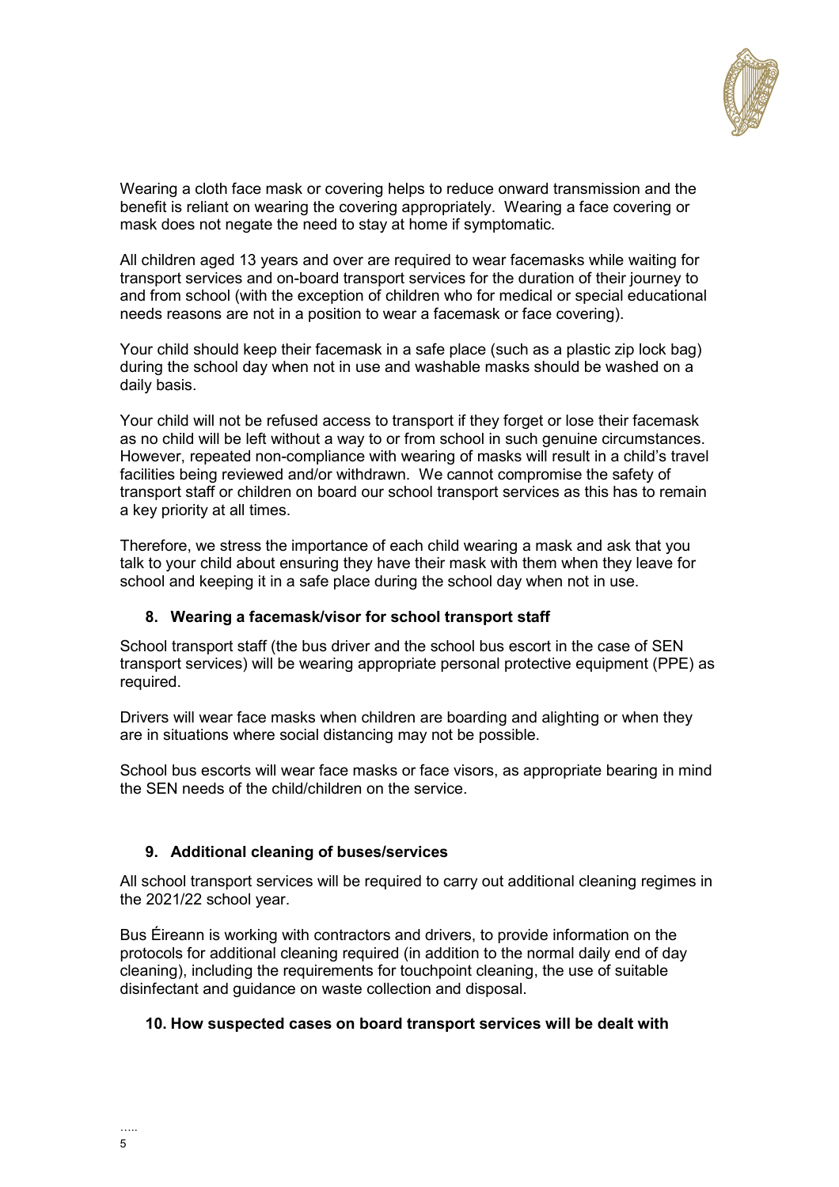Wearing a cloth face mask or covering helps to reduce onward transmission and the benefit is reliant on wearing the covering appropriately. Wearing a face covering or mask does not negate the need to stay at home if symptomatic.

All children aged 13 years and over are required to wear facemasks while waiting for transport services and on-board transport services for the duration of their journey to and from school (with the exception of children who for medical or special educational needs reasons are not in a position to wear a facemask or face covering).

Your child should keep their facemask in a safe place (such as a plastic zip lock bag) during the school day when not in use and washable masks should be washed on a daily basis.

Your child will not be refused access to transport if they forget or lose their facemask as no child will be left without a way to or from school in such genuine circumstances. However, repeated non-compliance with wearing of masks will result in a child's travel facilities being reviewed and/or withdrawn. We cannot compromise the safety of transport staff or children on board our school transport services as this has to remain a key priority at all times.

Therefore, we stress the importance of each child wearing a mask and ask that you talk to your child about ensuring they have their mask with them when they leave for school and keeping it in a safe place during the school day when not in use.

### 8. Wearing a facemask/visor for school transport staff

School transport staff (the bus driver and the school bus escort in the case of SEN transport services) will be wearing appropriate personal protective equipment (PPE) as required.

Drivers will wear face masks when children are boarding and alighting or when they are in situations where social distancing may not be possible.

School bus escorts will wear face masks or face visors, as appropriate bearing in mind the SEN needs of the child/children on the service.

### 9. Additional cleaning of buses/services

All school transport services will be required to carry out additional cleaning regimes in the 2021/22 school year.

Bus Éireann is working with contractors and drivers, to provide information on the protocols for additional cleaning required (in addition to the normal daily end of day cleaning), including the requirements for touchpoint cleaning, the use of suitable disinfectant and guidance on waste collection and disposal.

### 10. How suspected cases on board transport services will be dealt with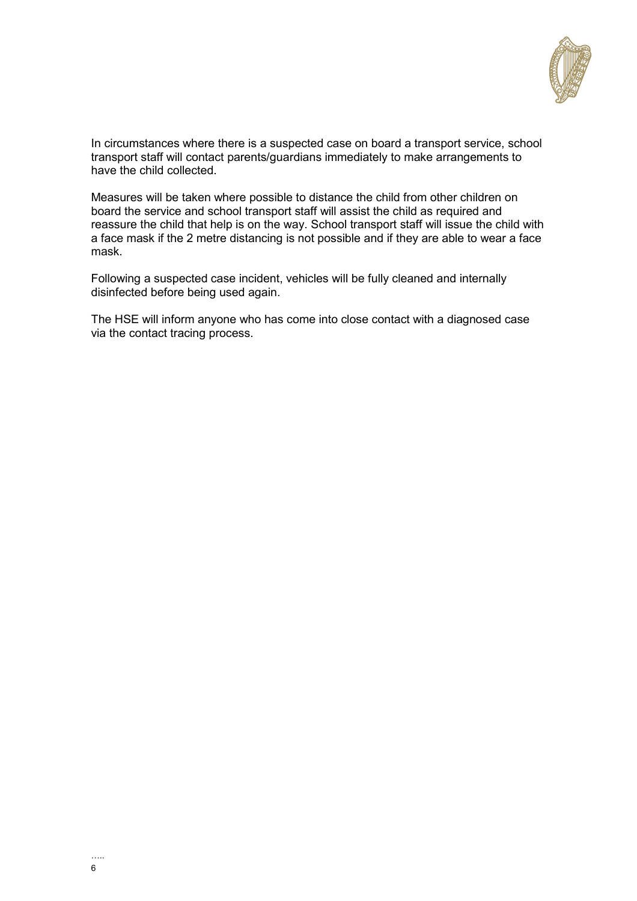In circumstances where there is a suspected case on board a transport service, school transport staff will contact parents/guardians immediately to make arrangements to have the child collected.

Measures will be taken where possible to distance the child from other children on board the service and school transport staff will assist the child as required and reassure the child that help is on the way. School transport staff will issue the child with a face mask if the 2 metre distancing is not possible and if they are able to wear a face mask.

Following a suspected case incident, vehicles will be fully cleaned and internally disinfected before being used again.

The HSE will inform anyone who has come into close contact with a diagnosed case via the contact tracing process.